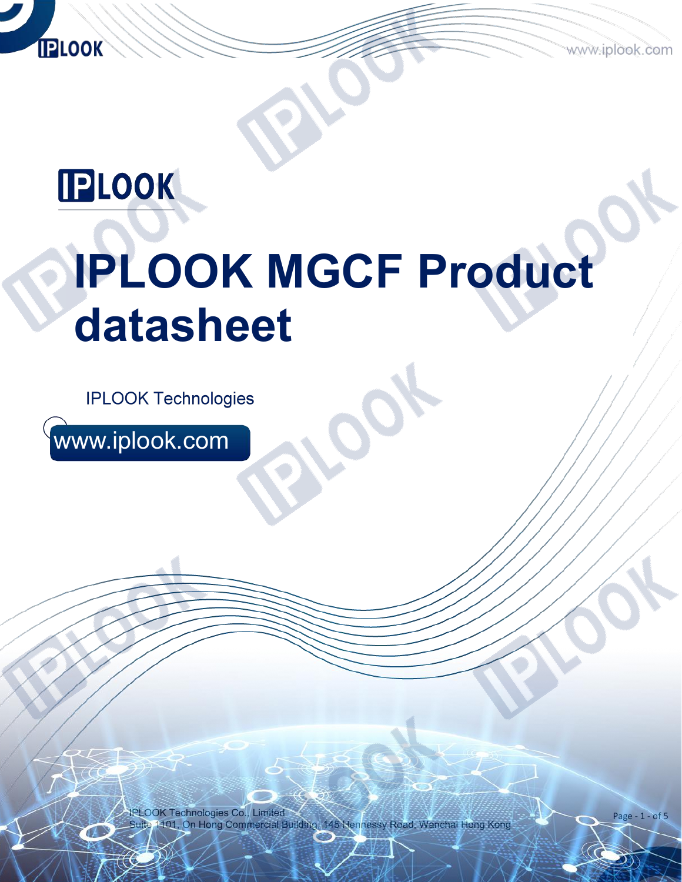# IPLOOK MGCF Product datasheet

IPLOOK Technologies

www.iplook.com

IPLOOK Technologies Co., Limited
Suite 1101, On Hong Commercial Building, 145 Hennessy Road, Wanchai Hong Kong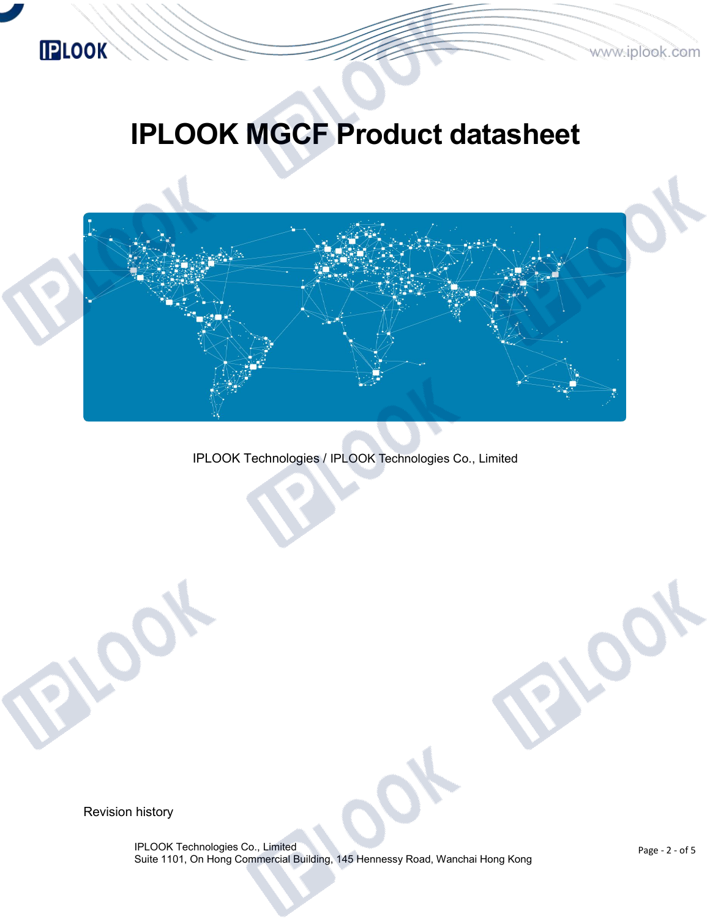# IPLOOK MGCF Product datasheet

IPLOOK Technologies / IPLOOK Technologies Co., Limited

Revision history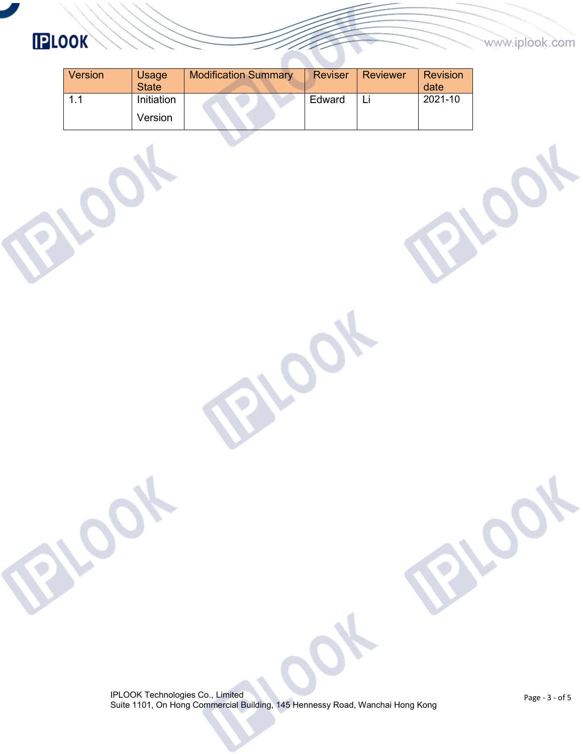| Version | Usage State | Modification Summary | Reviser | Reviewer | Revision date |
| --- | --- | --- | --- | --- | --- |
| 1.1 | Initiation Version | | Edward | Li | 2021-10 |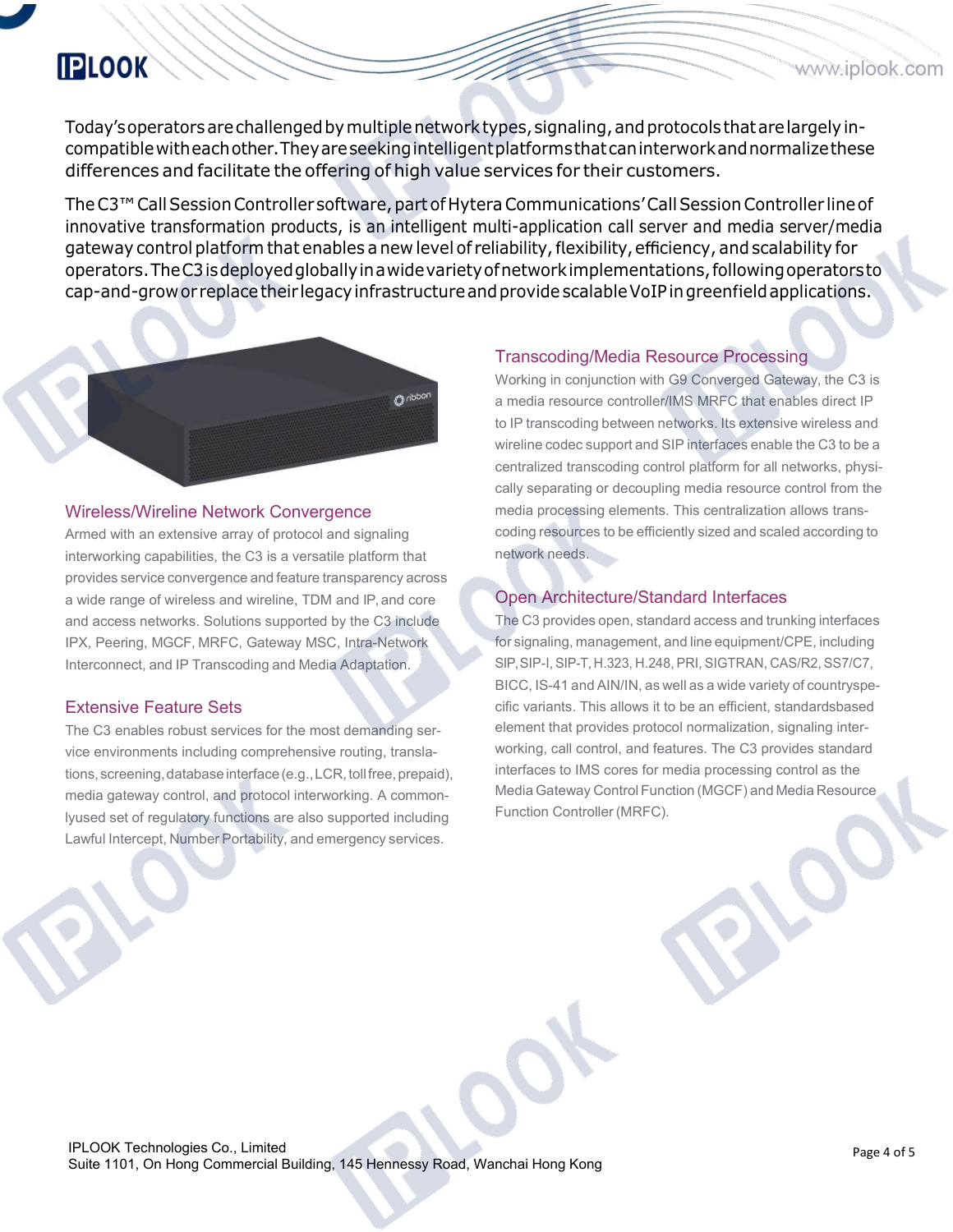Today's operators are challenged by multiple network types, signaling, and protocols that are largely incompatible with each other. They are seeking intelligent platforms that can interwork and normalize these differences and facilitate the offering of high value services for their customers.

The C3™ Call Session Controller software, part of Hytera Communications' Call Session Controller line of innovative transformation products, is an intelligent multi-application call server and media server/media gateway control platform that enables a new level of reliability, flexibility, efficiency, and scalability for operators. The C3 is deployed globally in a wide variety of network implementations, following operators to cap-and-grow or replace their legacy infrastructure and provide scalable VoIP in greenfield applications.

## Wireless/Wireline Network Convergence

Armed with an extensive array of protocol and signaling interworking capabilities, the C3 is a versatile platform that provides service convergence and feature transparency across a wide range of wireless and wireline, TDM and IP, and core and access networks. Solutions supported by the C3 include IPX, Peering, MGCF, MRFC, Gateway MSC, Intra-Network Interconnect, and IP Transcoding and Media Adaptation.

## Extensive Feature Sets

The C3 enables robust services for the most demanding service environments including comprehensive routing, translations, screening, database interface (e.g., LCR, toll free, prepaid), media gateway control, and protocol interworking. A commonlyused set of regulatory functions are also supported including Lawful Intercept, Number Portability, and emergency services.

## Transcoding/Media Resource Processing

Working in conjunction with G9 Converged Gateway, the C3 is a media resource controller/IMS MRFC that enables direct IP to IP transcoding between networks. Its extensive wireless and wireline codec support and SIP interfaces enable the C3 to be a centralized transcoding control platform for all networks, physically separating or decoupling media resource control from the media processing elements. This centralization allows transcoding resources to be efficiently sized and scaled according to network needs.

## Open Architecture/Standard Interfaces

The C3 provides open, standard access and trunking interfaces for signaling, management, and line equipment/CPE, including SIP, SIP-I, SIP-T, H.323, H.248, PRI, SIGTRAN, CAS/R2, SS7/C7, BICC, IS-41 and AIN/IN, as well as a wide variety of countryspecific variants. This allows it to be an efficient, standardsbased element that provides protocol normalization, signaling interworking, call control, and features. The C3 provides standard interfaces to IMS cores for media processing control as the Media Gateway Control Function (MGCF) and Media Resource Function Controller (MRFC).

IPLOOK Technologies Co., Limited
Suite 1101, On Hong Commercial Building, 145 Hennessy Road, Wanchai Hong Kong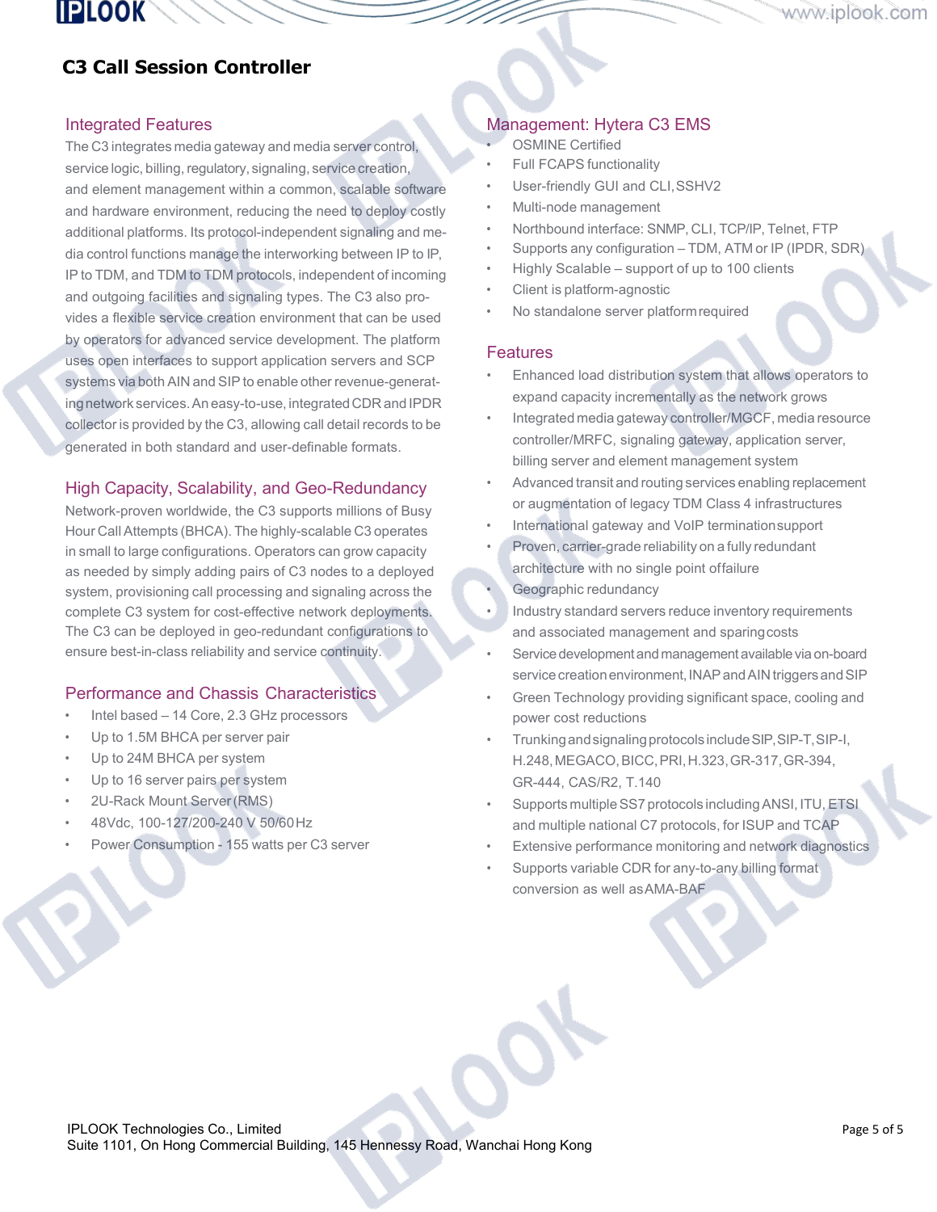# C3 Call Session Controller

## Integrated Features

The C3 integrates media gateway and media server control, service logic, billing, regulatory, signaling, service creation, and element management within a common, scalable software and hardware environment, reducing the need to deploy costly additional platforms. Its protocol-independent signaling and media control functions manage the interworking between IP to IP, IP to TDM, and TDM to TDM protocols, independent of incoming and outgoing facilities and signaling types. The C3 also provides a flexible service creation environment that can be used by operators for advanced service development. The platform uses open interfaces to support application servers and SCP systems via both AIN and SIP to enable other revenue-generating network services. An easy-to-use, integrated CDR and IPDR collector is provided by the C3, allowing call detail records to be generated in both standard and user-definable formats.

## High Capacity, Scalability, and Geo-Redundancy

Network-proven worldwide, the C3 supports millions of Busy Hour Call Attempts (BHCA). The highly-scalable C3 operates in small to large configurations. Operators can grow capacity as needed by simply adding pairs of C3 nodes to a deployed system, provisioning call processing and signaling across the complete C3 system for cost-effective network deployments. The C3 can be deployed in geo-redundant configurations to ensure best-in-class reliability and service continuity.

## Performance and Chassis Characteristics

- Intel based – 14 Core, 2.3 GHz processors
- Up to 1.5M BHCA per server pair
- Up to 24M BHCA per system
- Up to 16 server pairs per system
- 2U-Rack Mount Server (RMS)
- 48Vdc, 100-127/200-240 V 50/60 Hz
- Power Consumption - 155 watts per C3 server

## Management: Hytera C3 EMS

- OSMINE Certified
- Full FCAPS functionality
- User-friendly GUI and CLI, SSHV2
- Multi-node management
- Northbound interface: SNMP, CLI, TCP/IP, Telnet, FTP
- Supports any configuration – TDM, ATM or IP (IPDR, SDR)
- Highly Scalable – support of up to 100 clients
- Client is platform-agnostic
- No standalone server platform required

## Features

- Enhanced load distribution system that allows operators to expand capacity incrementally as the network grows
- Integrated media gateway controller/MGCF, media resource controller/MRFC, signaling gateway, application server, billing server and element management system
- Advanced transit and routing services enabling replacement or augmentation of legacy TDM Class 4 infrastructures
- International gateway and VoIP termination support
- Proven, carrier-grade reliability on a fully redundant architecture with no single point of failure
- Geographic redundancy
- Industry standard servers reduce inventory requirements and associated management and sparing costs
- Service development and management available via on-board service creation environment, INAP and AIN triggers and SIP
- Green Technology providing significant space, cooling and power cost reductions
- Trunking and signaling protocols include SIP, SIP-T, SIP-I, H.248, MEGACO, BICC, PRI, H.323, GR-317, GR-394, GR-444, CAS/R2, T.140
- Supports multiple SS7 protocols including ANSI, ITU, ETSI and multiple national C7 protocols, for ISUP and TCAP
- Extensive performance monitoring and network diagnostics
- Supports variable CDR for any-to-any billing format conversion as well as AMA-BAF

IPLOOK Technologies Co., Limited
Suite 1101, On Hong Commercial Building, 145 Hennessy Road, Wanchai Hong Kong